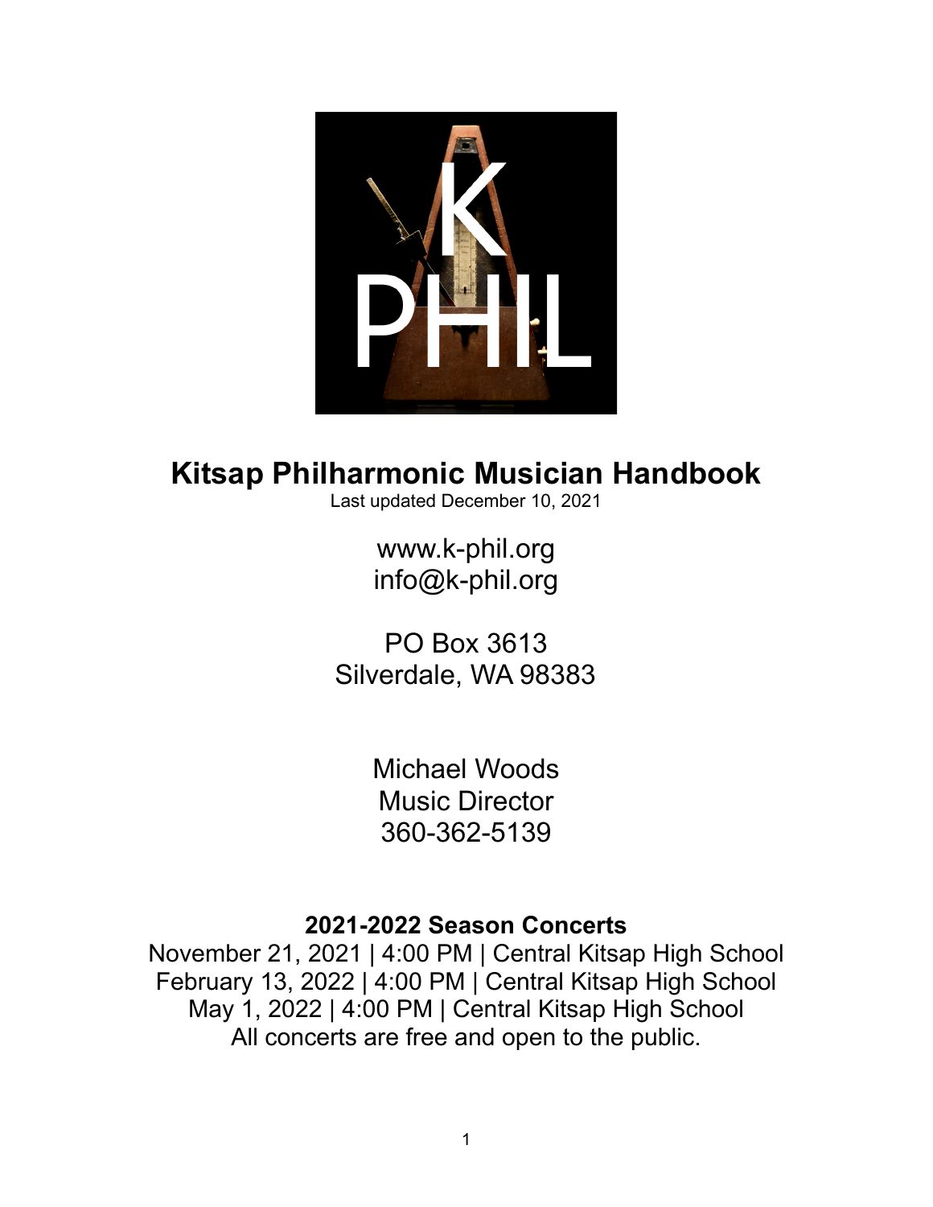# Kitsap Philharmonic Musician Handbook

Last updated December 10, 2021

www.k-phil.org
info@k-phil.org

PO Box 3613
Silverdale, WA 98383

Michael Woods
Music Director
360-362-5139

### 2021-2022 Season Concerts

November 21, 2021 | 4:00 PM | Central Kitsap High School
February 13, 2022 | 4:00 PM | Central Kitsap High School
May 1, 2022 | 4:00 PM | Central Kitsap High School
All concerts are free and open to the public.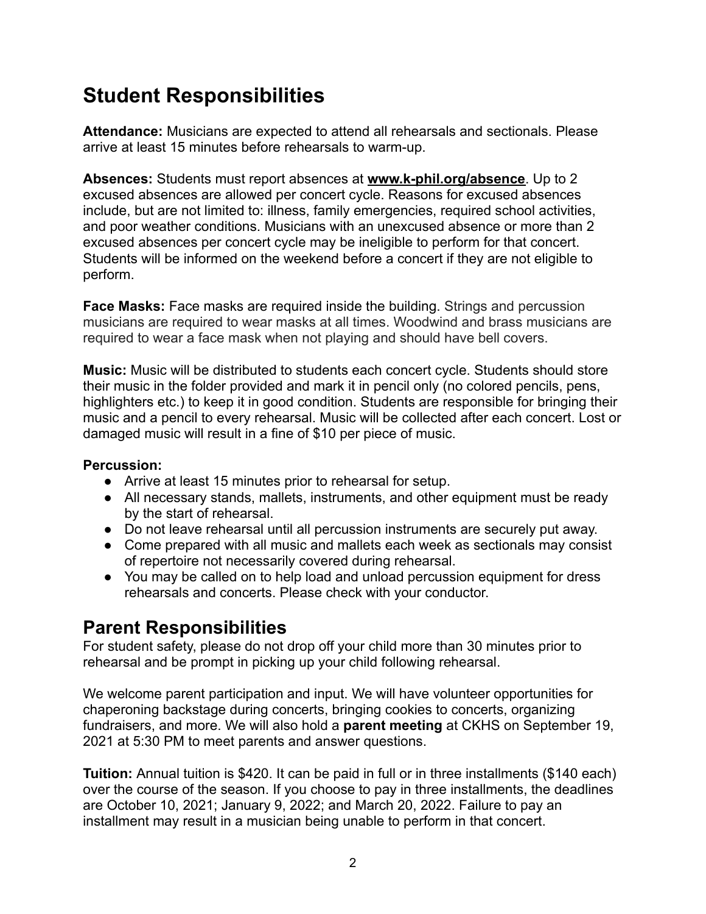# Student Responsibilities

**Attendance:** Musicians are expected to attend all rehearsals and sectionals. Please arrive at least 15 minutes before rehearsals to warm-up.

**Absences:** Students must report absences at **www.k-phil.org/absence**. Up to 2 excused absences are allowed per concert cycle. Reasons for excused absences include, but are not limited to: illness, family emergencies, required school activities, and poor weather conditions. Musicians with an unexcused absence or more than 2 excused absences per concert cycle may be ineligible to perform for that concert. Students will be informed on the weekend before a concert if they are not eligible to perform.

**Face Masks:** Face masks are required inside the building. Strings and percussion musicians are required to wear masks at all times. Woodwind and brass musicians are required to wear a face mask when not playing and should have bell covers.

**Music:** Music will be distributed to students each concert cycle. Students should store their music in the folder provided and mark it in pencil only (no colored pencils, pens, highlighters etc.) to keep it in good condition. Students are responsible for bringing their music and a pencil to every rehearsal. Music will be collected after each concert. Lost or damaged music will result in a fine of $10 per piece of music.

**Percussion:**

- Arrive at least 15 minutes prior to rehearsal for setup.
- All necessary stands, mallets, instruments, and other equipment must be ready by the start of rehearsal.
- Do not leave rehearsal until all percussion instruments are securely put away.
- Come prepared with all music and mallets each week as sectionals may consist of repertoire not necessarily covered during rehearsal.
- You may be called on to help load and unload percussion equipment for dress rehearsals and concerts. Please check with your conductor.

## Parent Responsibilities

For student safety, please do not drop off your child more than 30 minutes prior to rehearsal and be prompt in picking up your child following rehearsal.

We welcome parent participation and input. We will have volunteer opportunities for chaperoning backstage during concerts, bringing cookies to concerts, organizing fundraisers, and more. We will also hold a **parent meeting** at CKHS on September 19, 2021 at 5:30 PM to meet parents and answer questions.

**Tuition:** Annual tuition is $420. It can be paid in full or in three installments ($140 each) over the course of the season. If you choose to pay in three installments, the deadlines are October 10, 2021; January 9, 2022; and March 20, 2022. Failure to pay an installment may result in a musician being unable to perform in that concert.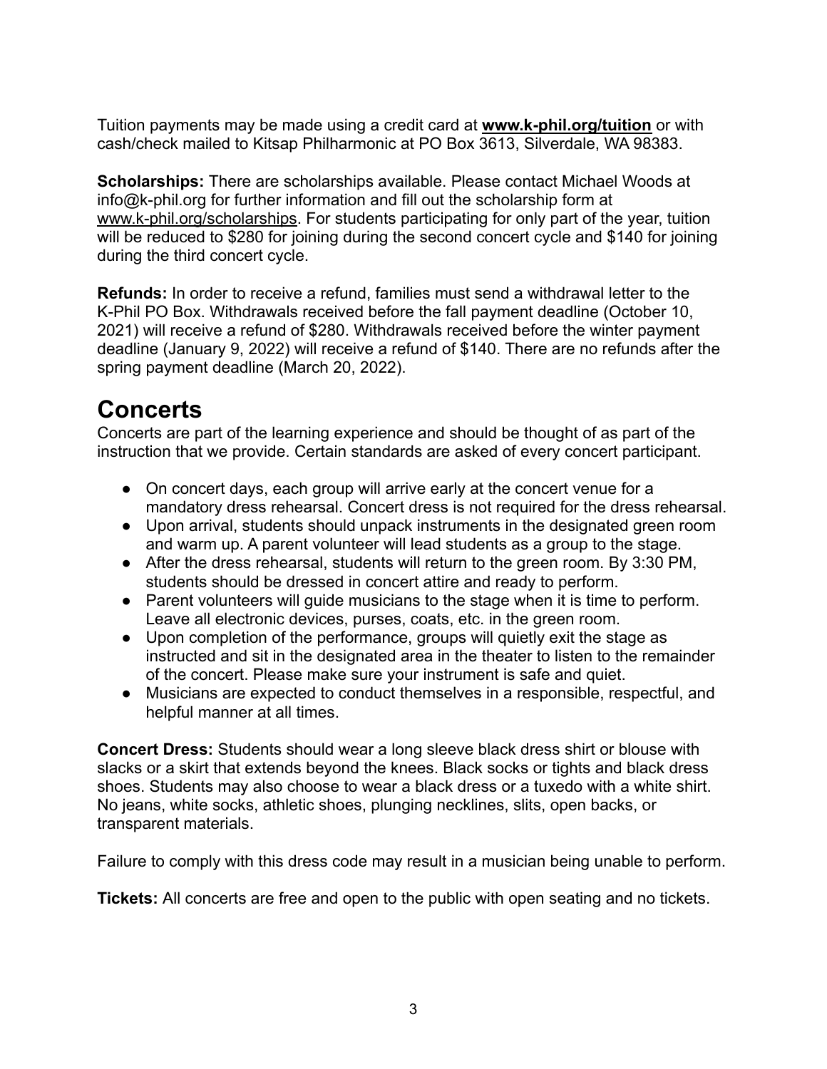Tuition payments may be made using a credit card at **[www.k-phil.org/tuition](http://www.k-phil.org/tuition)** or with cash/check mailed to Kitsap Philharmonic at PO Box 3613, Silverdale, WA 98383.

**Scholarships:** There are scholarships available. Please contact Michael Woods at info@k-phil.org for further information and fill out the scholarship form at [www.k-phil.org/scholarships](http://www.k-phil.org/scholarships). For students participating for only part of the year, tuition will be reduced to $280 for joining during the second concert cycle and $140 for joining during the third concert cycle.

**Refunds:** In order to receive a refund, families must send a withdrawal letter to the K-Phil PO Box. Withdrawals received before the fall payment deadline (October 10, 2021) will receive a refund of $280. Withdrawals received before the winter payment deadline (January 9, 2022) will receive a refund of $140. There are no refunds after the spring payment deadline (March 20, 2022).

# Concerts

Concerts are part of the learning experience and should be thought of as part of the instruction that we provide. Certain standards are asked of every concert participant.

- On concert days, each group will arrive early at the concert venue for a mandatory dress rehearsal. Concert dress is not required for the dress rehearsal.
- Upon arrival, students should unpack instruments in the designated green room and warm up. A parent volunteer will lead students as a group to the stage.
- After the dress rehearsal, students will return to the green room. By 3:30 PM, students should be dressed in concert attire and ready to perform.
- Parent volunteers will guide musicians to the stage when it is time to perform. Leave all electronic devices, purses, coats, etc. in the green room.
- Upon completion of the performance, groups will quietly exit the stage as instructed and sit in the designated area in the theater to listen to the remainder of the concert. Please make sure your instrument is safe and quiet.
- Musicians are expected to conduct themselves in a responsible, respectful, and helpful manner at all times.

**Concert Dress:** Students should wear a long sleeve black dress shirt or blouse with slacks or a skirt that extends beyond the knees. Black socks or tights and black dress shoes. Students may also choose to wear a black dress or a tuxedo with a white shirt. No jeans, white socks, athletic shoes, plunging necklines, slits, open backs, or transparent materials.

Failure to comply with this dress code may result in a musician being unable to perform.

**Tickets:** All concerts are free and open to the public with open seating and no tickets.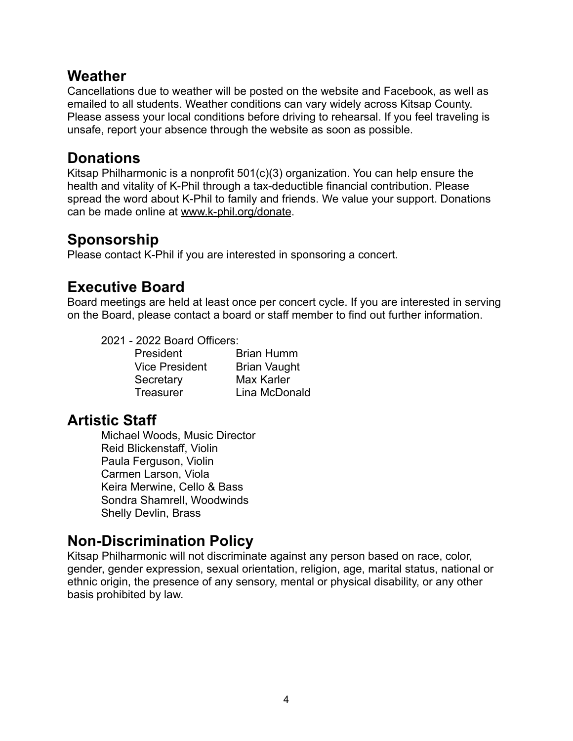## Weather

Cancellations due to weather will be posted on the website and Facebook, as well as emailed to all students. Weather conditions can vary widely across Kitsap County. Please assess your local conditions before driving to rehearsal. If you feel traveling is unsafe, report your absence through the website as soon as possible.

## Donations

Kitsap Philharmonic is a nonprofit 501(c)(3) organization. You can help ensure the health and vitality of K-Phil through a tax-deductible financial contribution. Please spread the word about K-Phil to family and friends. We value your support. Donations can be made online at www.k-phil.org/donate.

## Sponsorship

Please contact K-Phil if you are interested in sponsoring a concert.

## Executive Board

Board meetings are held at least once per concert cycle. If you are interested in serving on the Board, please contact a board or staff member to find out further information.

2021 - 2022 Board Officers:

| | |
|---|---|
| President | Brian Humm |
| Vice President | Brian Vaught |
| Secretary | Max Karler |
| Treasurer | Lina McDonald |

## Artistic Staff

Michael Woods, Music Director
Reid Blickenstaff, Violin
Paula Ferguson, Violin
Carmen Larson, Viola
Keira Merwine, Cello & Bass
Sondra Shamrell, Woodwinds
Shelly Devlin, Brass

## Non-Discrimination Policy

Kitsap Philharmonic will not discriminate against any person based on race, color, gender, gender expression, sexual orientation, religion, age, marital status, national or ethnic origin, the presence of any sensory, mental or physical disability, or any other basis prohibited by law.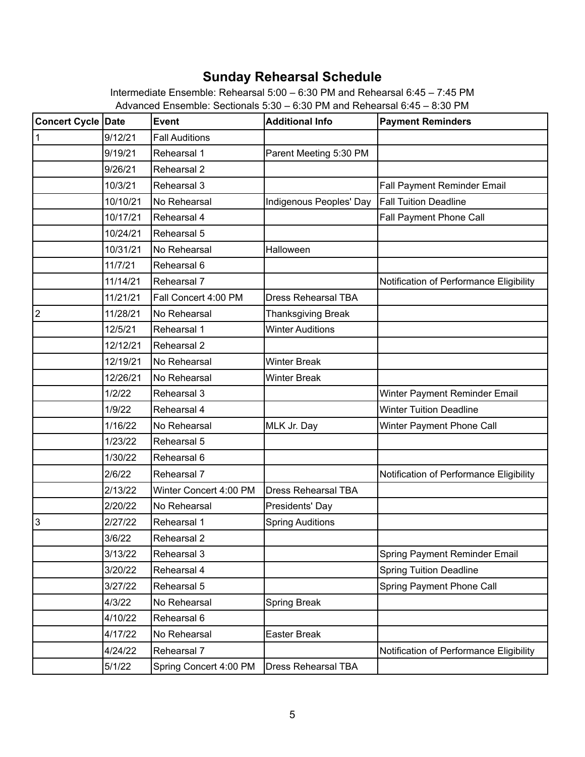# Sunday Rehearsal Schedule

Intermediate Ensemble: Rehearsal 5:00 – 6:30 PM and Rehearsal 6:45 – 7:45 PM

Advanced Ensemble: Sectionals 5:30 – 6:30 PM and Rehearsal 6:45 – 8:30 PM

| Concert Cycle | Date | Event | Additional Info | Payment Reminders |
|---|---|---|---|---|
| 1 | 9/12/21 | Fall Auditions | | |
| | 9/19/21 | Rehearsal 1 | Parent Meeting 5:30 PM | |
| | 9/26/21 | Rehearsal 2 | | |
| | 10/3/21 | Rehearsal 3 | | Fall Payment Reminder Email |
| | 10/10/21 | No Rehearsal | Indigenous Peoples' Day | Fall Tuition Deadline |
| | 10/17/21 | Rehearsal 4 | | Fall Payment Phone Call |
| | 10/24/21 | Rehearsal 5 | | |
| | 10/31/21 | No Rehearsal | Halloween | |
| | 11/7/21 | Rehearsal 6 | | |
| | 11/14/21 | Rehearsal 7 | | Notification of Performance Eligibility |
| | 11/21/21 | Fall Concert 4:00 PM | Dress Rehearsal TBA | |
| 2 | 11/28/21 | No Rehearsal | Thanksgiving Break | |
| | 12/5/21 | Rehearsal 1 | Winter Auditions | |
| | 12/12/21 | Rehearsal 2 | | |
| | 12/19/21 | No Rehearsal | Winter Break | |
| | 12/26/21 | No Rehearsal | Winter Break | |
| | 1/2/22 | Rehearsal 3 | | Winter Payment Reminder Email |
| | 1/9/22 | Rehearsal 4 | | Winter Tuition Deadline |
| | 1/16/22 | No Rehearsal | MLK Jr. Day | Winter Payment Phone Call |
| | 1/23/22 | Rehearsal 5 | | |
| | 1/30/22 | Rehearsal 6 | | |
| | 2/6/22 | Rehearsal 7 | | Notification of Performance Eligibility |
| | 2/13/22 | Winter Concert 4:00 PM | Dress Rehearsal TBA | |
| | 2/20/22 | No Rehearsal | Presidents' Day | |
| 3 | 2/27/22 | Rehearsal 1 | Spring Auditions | |
| | 3/6/22 | Rehearsal 2 | | |
| | 3/13/22 | Rehearsal 3 | | Spring Payment Reminder Email |
| | 3/20/22 | Rehearsal 4 | | Spring Tuition Deadline |
| | 3/27/22 | Rehearsal 5 | | Spring Payment Phone Call |
| | 4/3/22 | No Rehearsal | Spring Break | |
| | 4/10/22 | Rehearsal 6 | | |
| | 4/17/22 | No Rehearsal | Easter Break | |
| | 4/24/22 | Rehearsal 7 | | Notification of Performance Eligibility |
| | 5/1/22 | Spring Concert 4:00 PM | Dress Rehearsal TBA | |